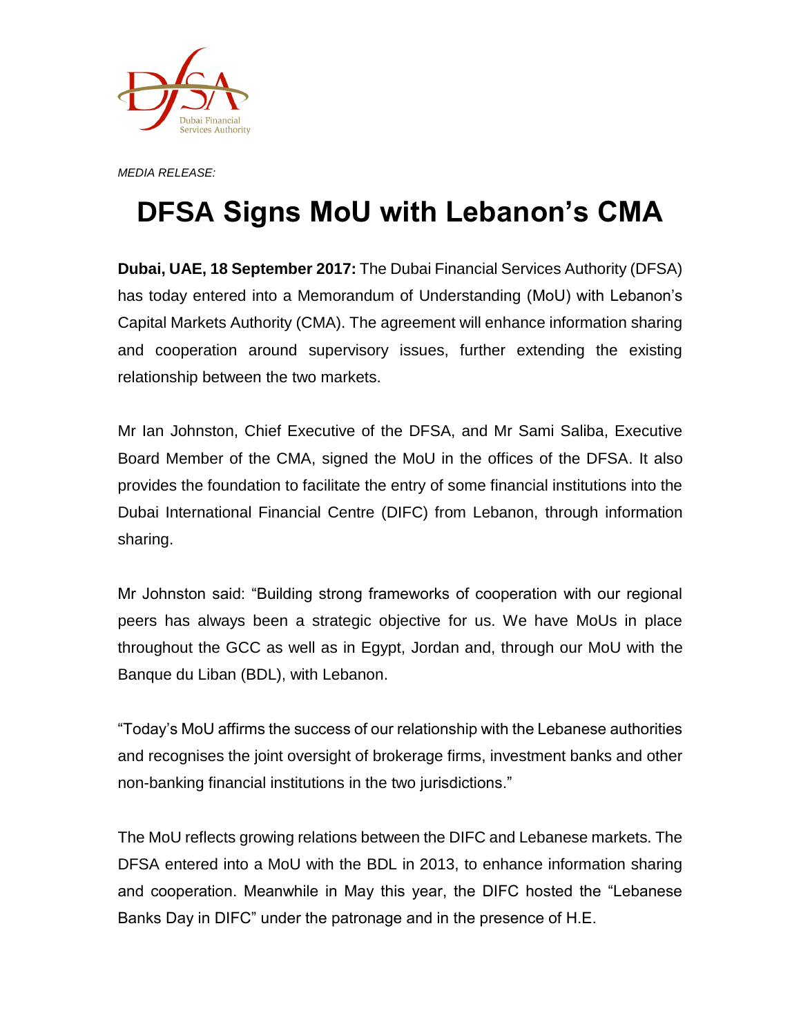DFSA
Dubai Financial Services Authority

*MEDIA RELEASE:*

# DFSA Signs MoU with Lebanon's CMA

**Dubai, UAE, 18 September 2017:** The Dubai Financial Services Authority (DFSA) has today entered into a Memorandum of Understanding (MoU) with Lebanon's Capital Markets Authority (CMA). The agreement will enhance information sharing and cooperation around supervisory issues, further extending the existing relationship between the two markets.

Mr Ian Johnston, Chief Executive of the DFSA, and Mr Sami Saliba, Executive Board Member of the CMA, signed the MoU in the offices of the DFSA. It also provides the foundation to facilitate the entry of some financial institutions into the Dubai International Financial Centre (DIFC) from Lebanon, through information sharing.

Mr Johnston said: "Building strong frameworks of cooperation with our regional peers has always been a strategic objective for us. We have MoUs in place throughout the GCC as well as in Egypt, Jordan and, through our MoU with the Banque du Liban (BDL), with Lebanon.

"Today's MoU affirms the success of our relationship with the Lebanese authorities and recognises the joint oversight of brokerage firms, investment banks and other non-banking financial institutions in the two jurisdictions."

The MoU reflects growing relations between the DIFC and Lebanese markets. The DFSA entered into a MoU with the BDL in 2013, to enhance information sharing and cooperation. Meanwhile in May this year, the DIFC hosted the "Lebanese Banks Day in DIFC" under the patronage and in the presence of H.E.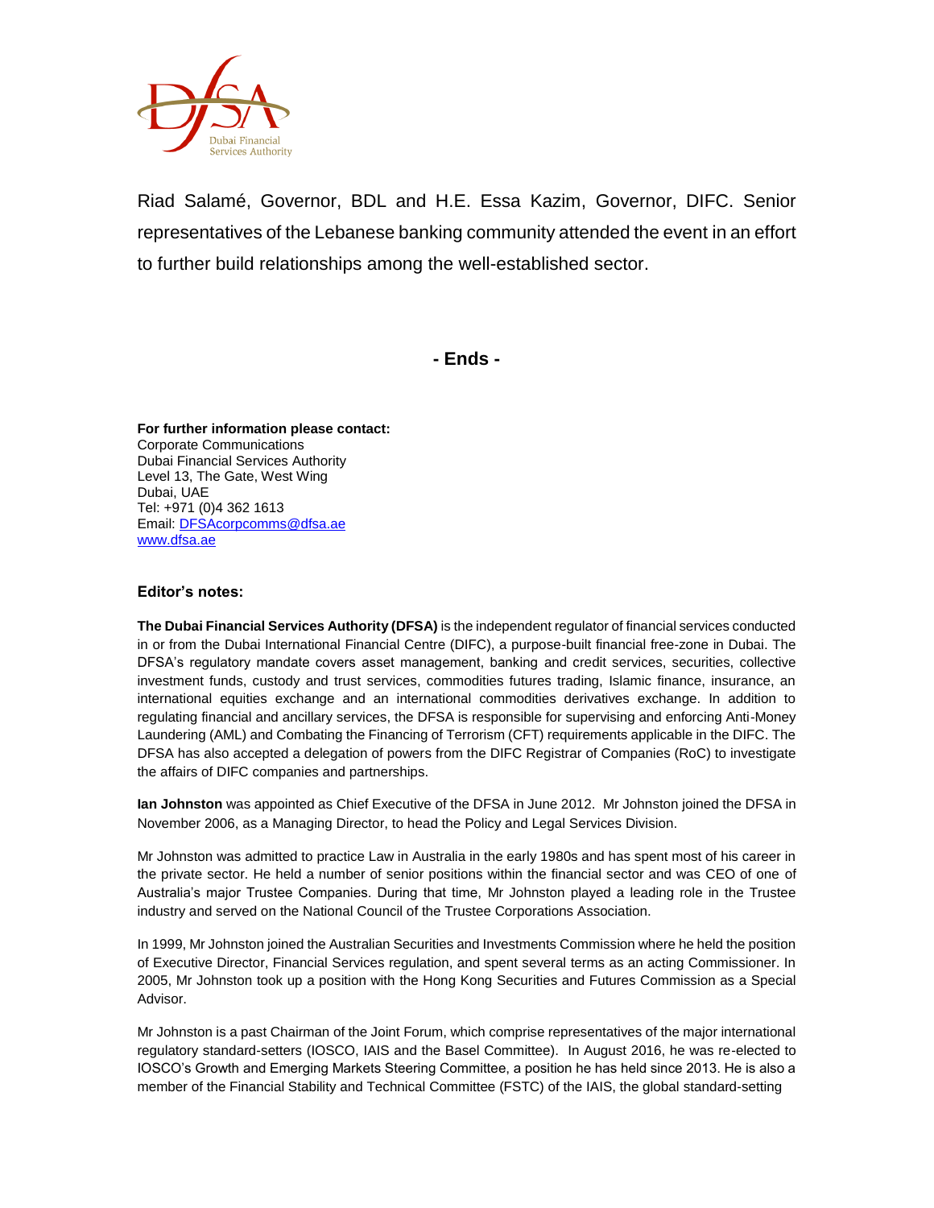Riad Salamé, Governor, BDL and H.E. Essa Kazim, Governor, DIFC. Senior representatives of the Lebanese banking community attended the event in an effort to further build relationships among the well-established sector.

**- Ends -**

**For further information please contact:**
Corporate Communications
Dubai Financial Services Authority
Level 13, The Gate, West Wing
Dubai, UAE
Tel: +971 (0)4 362 1613
Email: [DFSAcorpcomms@dfsa.ae](mailto:DFSAcorpcomms@dfsa.ae)
[www.dfsa.ae](http://www.dfsa.ae)

### Editor's notes:

**The Dubai Financial Services Authority (DFSA)** is the independent regulator of financial services conducted in or from the Dubai International Financial Centre (DIFC), a purpose-built financial free-zone in Dubai. The DFSA's regulatory mandate covers asset management, banking and credit services, securities, collective investment funds, custody and trust services, commodities futures trading, Islamic finance, insurance, an international equities exchange and an international commodities derivatives exchange. In addition to regulating financial and ancillary services, the DFSA is responsible for supervising and enforcing Anti-Money Laundering (AML) and Combating the Financing of Terrorism (CFT) requirements applicable in the DIFC. The DFSA has also accepted a delegation of powers from the DIFC Registrar of Companies (RoC) to investigate the affairs of DIFC companies and partnerships.

**Ian Johnston** was appointed as Chief Executive of the DFSA in June 2012. Mr Johnston joined the DFSA in November 2006, as a Managing Director, to head the Policy and Legal Services Division.

Mr Johnston was admitted to practice Law in Australia in the early 1980s and has spent most of his career in the private sector. He held a number of senior positions within the financial sector and was CEO of one of Australia's major Trustee Companies. During that time, Mr Johnston played a leading role in the Trustee industry and served on the National Council of the Trustee Corporations Association.

In 1999, Mr Johnston joined the Australian Securities and Investments Commission where he held the position of Executive Director, Financial Services regulation, and spent several terms as an acting Commissioner. In 2005, Mr Johnston took up a position with the Hong Kong Securities and Futures Commission as a Special Advisor.

Mr Johnston is a past Chairman of the Joint Forum, which comprise representatives of the major international regulatory standard-setters (IOSCO, IAIS and the Basel Committee). In August 2016, he was re-elected to IOSCO's Growth and Emerging Markets Steering Committee, a position he has held since 2013. He is also a member of the Financial Stability and Technical Committee (FSTC) of the IAIS, the global standard-setting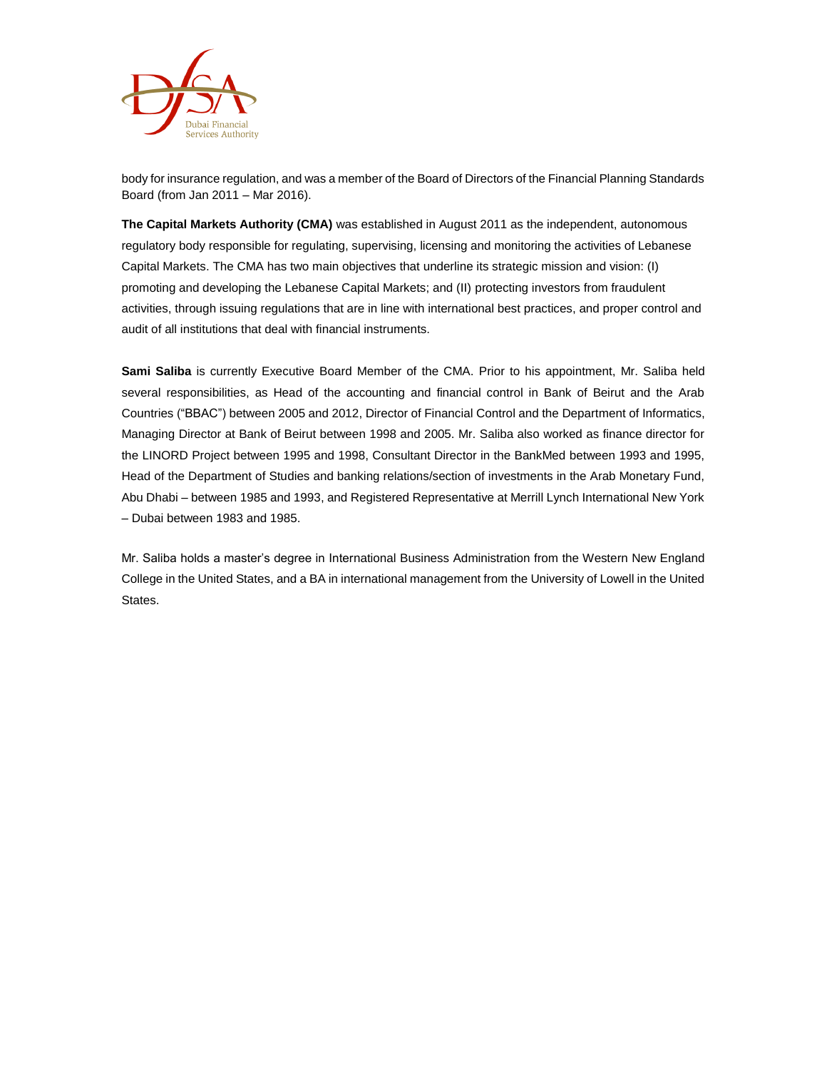body for insurance regulation, and was a member of the Board of Directors of the Financial Planning Standards Board (from Jan 2011 – Mar 2016).

**The Capital Markets Authority (CMA)** was established in August 2011 as the independent, autonomous regulatory body responsible for regulating, supervising, licensing and monitoring the activities of Lebanese Capital Markets. The CMA has two main objectives that underline its strategic mission and vision: (I) promoting and developing the Lebanese Capital Markets; and (II) protecting investors from fraudulent activities, through issuing regulations that are in line with international best practices, and proper control and audit of all institutions that deal with financial instruments.

**Sami Saliba** is currently Executive Board Member of the CMA. Prior to his appointment, Mr. Saliba held several responsibilities, as Head of the accounting and financial control in Bank of Beirut and the Arab Countries ("BBAC") between 2005 and 2012, Director of Financial Control and the Department of Informatics, Managing Director at Bank of Beirut between 1998 and 2005. Mr. Saliba also worked as finance director for the LINORD Project between 1995 and 1998, Consultant Director in the BankMed between 1993 and 1995, Head of the Department of Studies and banking relations/section of investments in the Arab Monetary Fund, Abu Dhabi – between 1985 and 1993, and Registered Representative at Merrill Lynch International New York – Dubai between 1983 and 1985.

Mr. Saliba holds a master's degree in International Business Administration from the Western New England College in the United States, and a BA in international management from the University of Lowell in the United States.